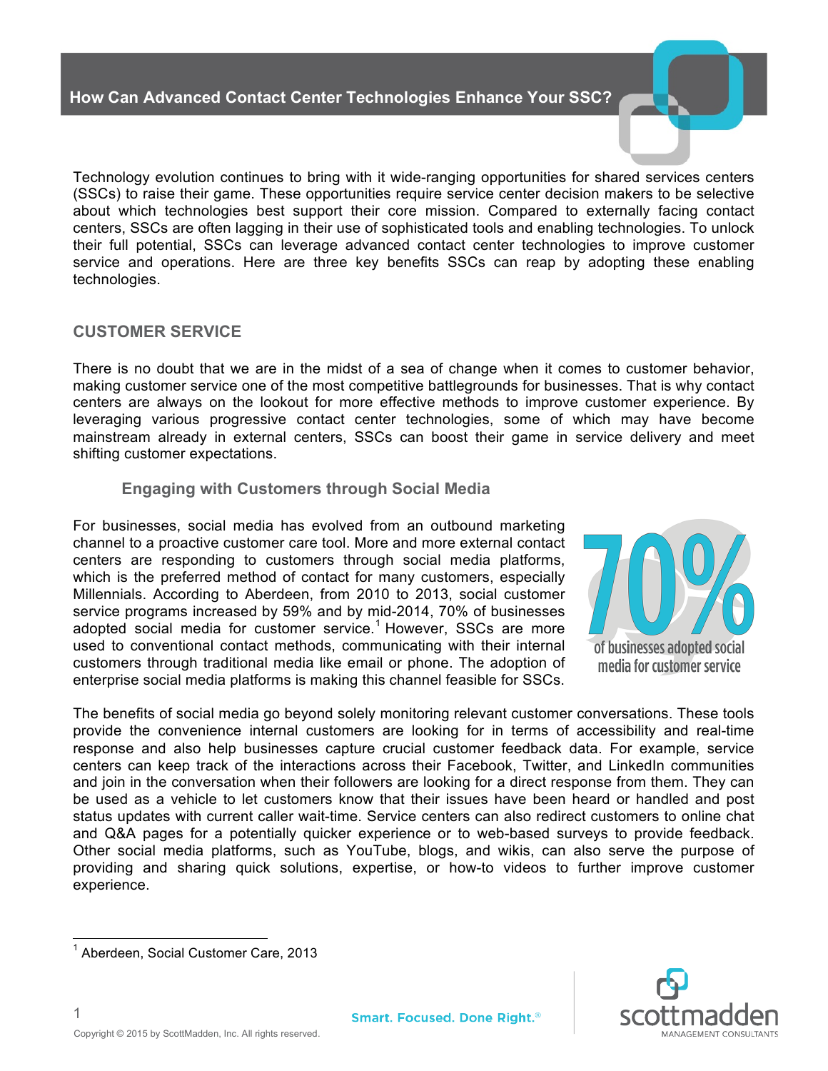# How Can Advanced Contact Center Technologies Enhance Your SSC?

Technology evolution continues to bring with it wide-ranging opportunities for shared services centers (SSCs) to raise their game. These opportunities require service center decision makers to be selective about which technologies best support their core mission. Compared to externally facing contact centers, SSCs are often lagging in their use of sophisticated tools and enabling technologies. To unlock their full potential, SSCs can leverage advanced contact center technologies to improve customer service and operations. Here are three key benefits SSCs can reap by adopting these enabling technologies.

## CUSTOMER SERVICE

There is no doubt that we are in the midst of a sea of change when it comes to customer behavior, making customer service one of the most competitive battlegrounds for businesses. That is why contact centers are always on the lookout for more effective methods to improve customer experience. By leveraging various progressive contact center technologies, some of which may have become mainstream already in external centers, SSCs can boost their game in service delivery and meet shifting customer expectations.

### Engaging with Customers through Social Media

For businesses, social media has evolved from an outbound marketing channel to a proactive customer care tool. More and more external contact centers are responding to customers through social media platforms, which is the preferred method of contact for many customers, especially Millennials. According to Aberdeen, from 2010 to 2013, social customer service programs increased by 59% and by mid-2014, 70% of businesses adopted social media for customer service.[1] However, SSCs are more used to conventional contact methods, communicating with their internal customers through traditional media like email or phone. The adoption of enterprise social media platforms is making this channel feasible for SSCs.

**70%** of businesses adopted social media for customer service

The benefits of social media go beyond solely monitoring relevant customer conversations. These tools provide the convenience internal customers are looking for in terms of accessibility and real-time response and also help businesses capture crucial customer feedback data. For example, service centers can keep track of the interactions across their Facebook, Twitter, and LinkedIn communities and join in the conversation when their followers are looking for a direct response from them. They can be used as a vehicle to let customers know that their issues have been heard or handled and post status updates with current caller wait-time. Service centers can also redirect customers to online chat and Q&A pages for a potentially quicker experience or to web-based surveys to provide feedback. Other social media platforms, such as YouTube, blogs, and wikis, can also serve the purpose of providing and sharing quick solutions, expertise, or how-to videos to further improve customer experience.

[1] Aberdeen, Social Customer Care, 2013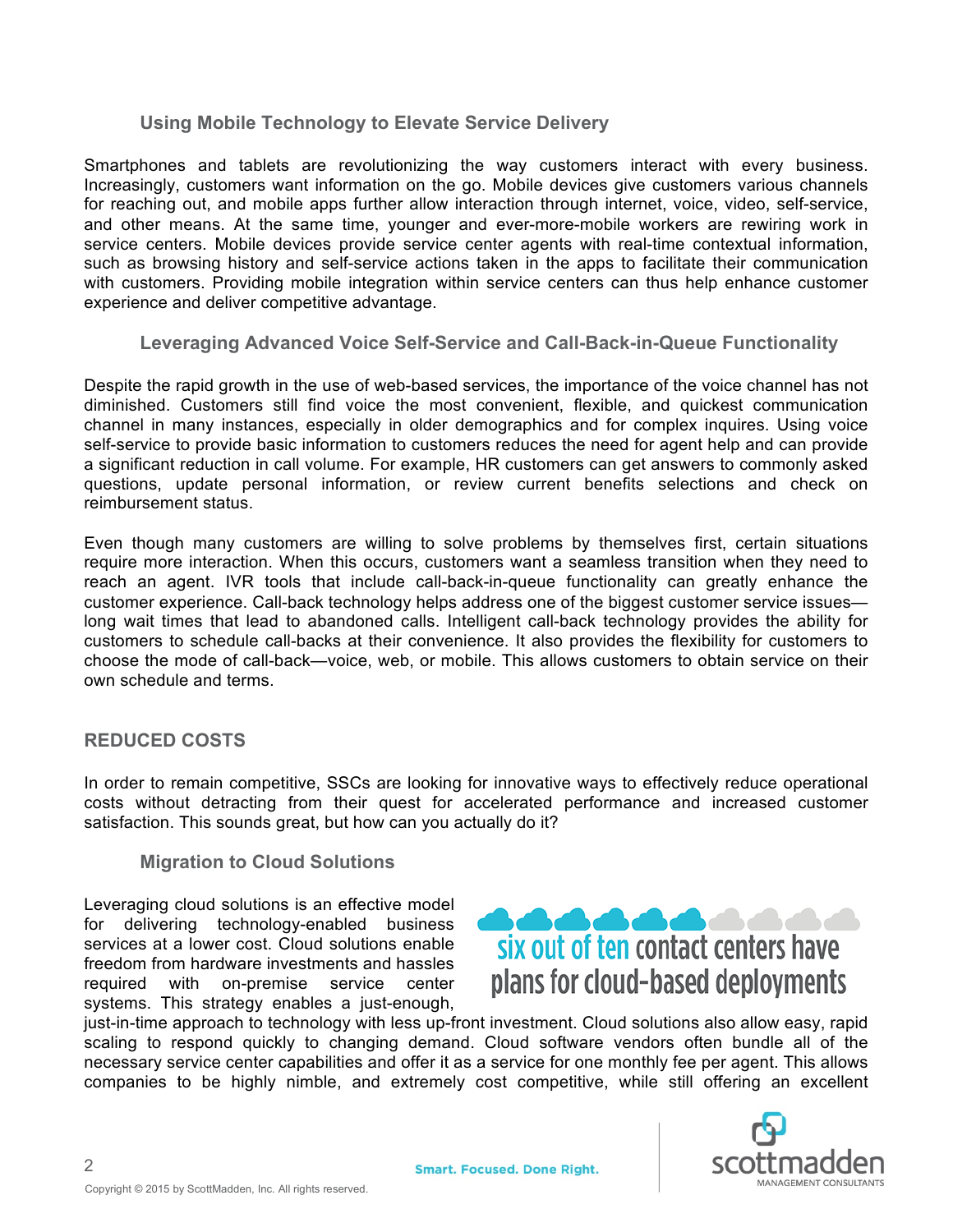### Using Mobile Technology to Elevate Service Delivery

Smartphones and tablets are revolutionizing the way customers interact with every business. Increasingly, customers want information on the go. Mobile devices give customers various channels for reaching out, and mobile apps further allow interaction through internet, voice, video, self-service, and other means. At the same time, younger and ever-more-mobile workers are rewiring work in service centers. Mobile devices provide service center agents with real-time contextual information, such as browsing history and self-service actions taken in the apps to facilitate their communication with customers. Providing mobile integration within service centers can thus help enhance customer experience and deliver competitive advantage.

### Leveraging Advanced Voice Self-Service and Call-Back-in-Queue Functionality

Despite the rapid growth in the use of web-based services, the importance of the voice channel has not diminished. Customers still find voice the most convenient, flexible, and quickest communication channel in many instances, especially in older demographics and for complex inquires. Using voice self-service to provide basic information to customers reduces the need for agent help and can provide a significant reduction in call volume. For example, HR customers can get answers to commonly asked questions, update personal information, or review current benefits selections and check on reimbursement status.

Even though many customers are willing to solve problems by themselves first, certain situations require more interaction. When this occurs, customers want a seamless transition when they need to reach an agent. IVR tools that include call-back-in-queue functionality can greatly enhance the customer experience. Call-back technology helps address one of the biggest customer service issues—long wait times that lead to abandoned calls. Intelligent call-back technology provides the ability for customers to schedule call-backs at their convenience. It also provides the flexibility for customers to choose the mode of call-back—voice, web, or mobile. This allows customers to obtain service on their own schedule and terms.

## REDUCED COSTS

In order to remain competitive, SSCs are looking for innovative ways to effectively reduce operational costs without detracting from their quest for accelerated performance and increased customer satisfaction. This sounds great, but how can you actually do it?

### Migration to Cloud Solutions

Leveraging cloud solutions is an effective model for delivering technology-enabled business services at a lower cost. Cloud solutions enable freedom from hardware investments and hassles required with on-premise service center systems. This strategy enables a just-enough, just-in-time approach to technology with less up-front investment. Cloud solutions also allow easy, rapid scaling to respond quickly to changing demand. Cloud software vendors often bundle all of the necessary service center capabilities and offer it as a service for one monthly fee per agent. This allows companies to be highly nimble, and extremely cost competitive, while still offering an excellent

**six out of ten contact centers have plans for cloud-based deployments**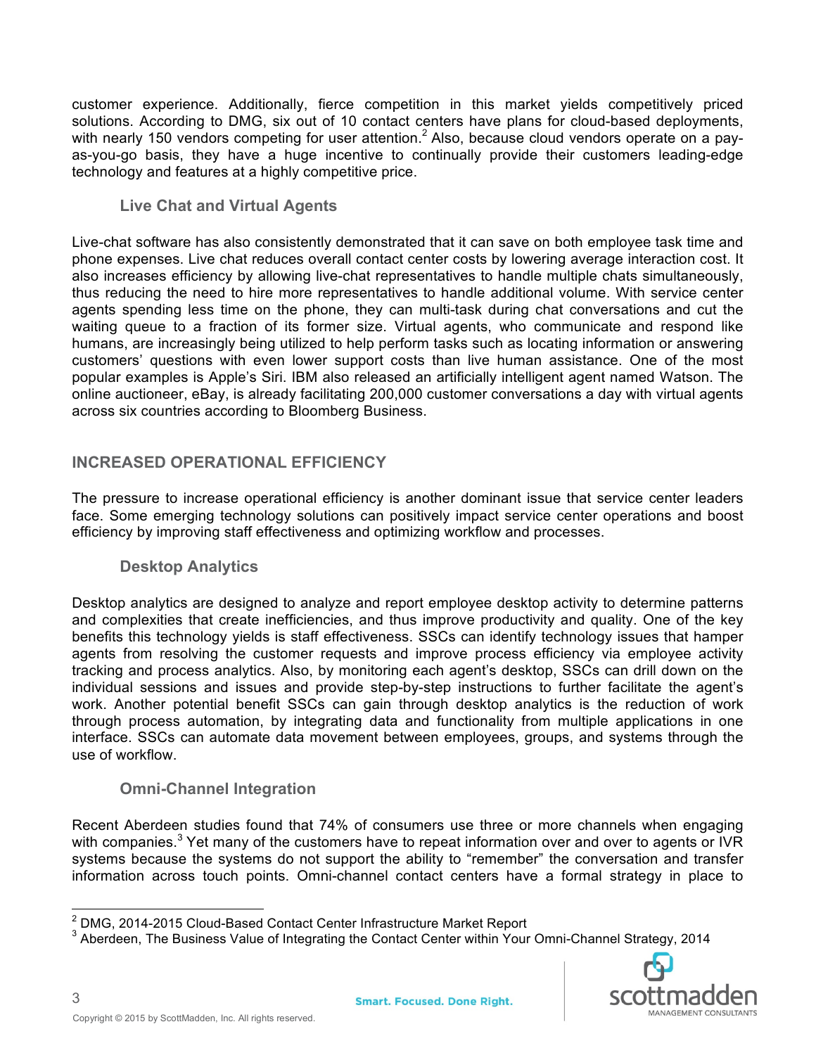customer experience. Additionally, fierce competition in this market yields competitively priced solutions. According to DMG, six out of 10 contact centers have plans for cloud-based deployments, with nearly 150 vendors competing for user attention.[2] Also, because cloud vendors operate on a pay-as-you-go basis, they have a huge incentive to continually provide their customers leading-edge technology and features at a highly competitive price.

### Live Chat and Virtual Agents

Live-chat software has also consistently demonstrated that it can save on both employee task time and phone expenses. Live chat reduces overall contact center costs by lowering average interaction cost. It also increases efficiency by allowing live-chat representatives to handle multiple chats simultaneously, thus reducing the need to hire more representatives to handle additional volume. With service center agents spending less time on the phone, they can multi-task during chat conversations and cut the waiting queue to a fraction of its former size. Virtual agents, who communicate and respond like humans, are increasingly being utilized to help perform tasks such as locating information or answering customers' questions with even lower support costs than live human assistance. One of the most popular examples is Apple's Siri. IBM also released an artificially intelligent agent named Watson. The online auctioneer, eBay, is already facilitating 200,000 customer conversations a day with virtual agents across six countries according to Bloomberg Business.

## INCREASED OPERATIONAL EFFICIENCY

The pressure to increase operational efficiency is another dominant issue that service center leaders face. Some emerging technology solutions can positively impact service center operations and boost efficiency by improving staff effectiveness and optimizing workflow and processes.

### Desktop Analytics

Desktop analytics are designed to analyze and report employee desktop activity to determine patterns and complexities that create inefficiencies, and thus improve productivity and quality. One of the key benefits this technology yields is staff effectiveness. SSCs can identify technology issues that hamper agents from resolving the customer requests and improve process efficiency via employee activity tracking and process analytics. Also, by monitoring each agent's desktop, SSCs can drill down on the individual sessions and issues and provide step-by-step instructions to further facilitate the agent's work. Another potential benefit SSCs can gain through desktop analytics is the reduction of work through process automation, by integrating data and functionality from multiple applications in one interface. SSCs can automate data movement between employees, groups, and systems through the use of workflow.

### Omni-Channel Integration

Recent Aberdeen studies found that 74% of consumers use three or more channels when engaging with companies.[3] Yet many of the customers have to repeat information over and over to agents or IVR systems because the systems do not support the ability to "remember" the conversation and transfer information across touch points. Omni-channel contact centers have a formal strategy in place to

---

[2] DMG, 2014-2015 Cloud-Based Contact Center Infrastructure Market Report

[3] Aberdeen, The Business Value of Integrating the Contact Center within Your Omni-Channel Strategy, 2014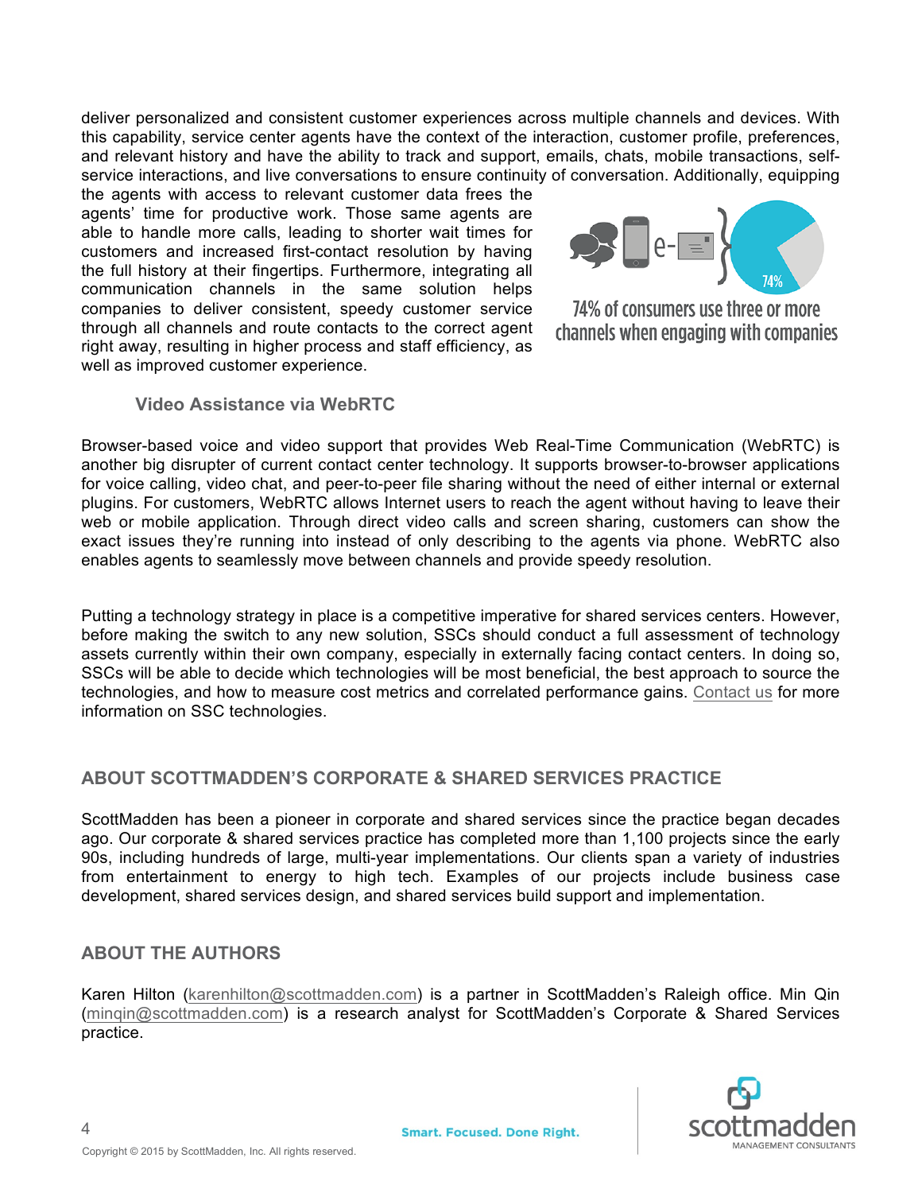deliver personalized and consistent customer experiences across multiple channels and devices. With this capability, service center agents have the context of the interaction, customer profile, preferences, and relevant history and have the ability to track and support, emails, chats, mobile transactions, self-service interactions, and live conversations to ensure continuity of conversation. Additionally, equipping the agents with access to relevant customer data frees the agents' time for productive work. Those same agents are able to handle more calls, leading to shorter wait times for customers and increased first-contact resolution by having the full history at their fingertips. Furthermore, integrating all communication channels in the same solution helps companies to deliver consistent, speedy customer service through all channels and route contacts to the correct agent right away, resulting in higher process and staff efficiency, as well as improved customer experience.

74%

74% of consumers use three or more channels when engaging with companies

### Video Assistance via WebRTC

Browser-based voice and video support that provides Web Real-Time Communication (WebRTC) is another big disrupter of current contact center technology. It supports browser-to-browser applications for voice calling, video chat, and peer-to-peer file sharing without the need of either internal or external plugins. For customers, WebRTC allows Internet users to reach the agent without having to leave their web or mobile application. Through direct video calls and screen sharing, customers can show the exact issues they're running into instead of only describing to the agents via phone. WebRTC also enables agents to seamlessly move between channels and provide speedy resolution.

Putting a technology strategy in place is a competitive imperative for shared services centers. However, before making the switch to any new solution, SSCs should conduct a full assessment of technology assets currently within their own company, especially in externally facing contact centers. In doing so, SSCs will be able to decide which technologies will be most beneficial, the best approach to source the technologies, and how to measure cost metrics and correlated performance gains. Contact us for more information on SSC technologies.

## ABOUT SCOTTMADDEN'S CORPORATE & SHARED SERVICES PRACTICE

ScottMadden has been a pioneer in corporate and shared services since the practice began decades ago. Our corporate & shared services practice has completed more than 1,100 projects since the early 90s, including hundreds of large, multi-year implementations. Our clients span a variety of industries from entertainment to energy to high tech. Examples of our projects include business case development, shared services design, and shared services build support and implementation.

## ABOUT THE AUTHORS

Karen Hilton (karenhilton@scottmadden.com) is a partner in ScottMadden's Raleigh office. Min Qin (minqin@scottmadden.com) is a research analyst for ScottMadden's Corporate & Shared Services practice.